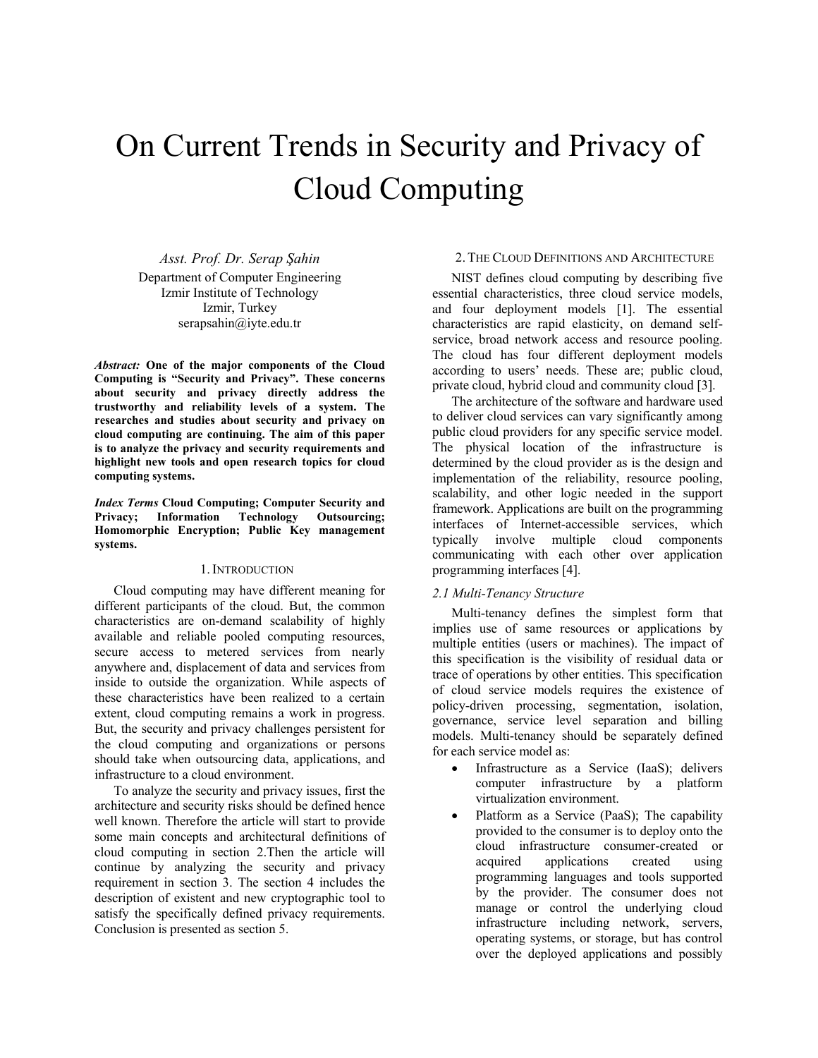# On Current Trends in Security and Privacy of Cloud Computing

*Asst. Prof. Dr. Serap Şahin*
Department of Computer Engineering
Izmir Institute of Technology
Izmir, Turkey
serapsahin@iyte.edu.tr

***Abstract:*** **One of the major components of the Cloud Computing is "Security and Privacy". These concerns about security and privacy directly address the trustworthy and reliability levels of a system. The researches and studies about security and privacy on cloud computing are continuing. The aim of this paper is to analyze the privacy and security requirements and highlight new tools and open research topics for cloud computing systems.**

***Index Terms*** **Cloud Computing; Computer Security and Privacy; Information Technology Outsourcing; Homomorphic Encryption; Public Key management systems.**

## 1. Introduction

Cloud computing may have different meaning for different participants of the cloud. But, the common characteristics are on-demand scalability of highly available and reliable pooled computing resources, secure access to metered services from nearly anywhere and, displacement of data and services from inside to outside the organization. While aspects of these characteristics have been realized to a certain extent, cloud computing remains a work in progress. But, the security and privacy challenges persistent for the cloud computing and organizations or persons should take when outsourcing data, applications, and infrastructure to a cloud environment.

To analyze the security and privacy issues, first the architecture and security risks should be defined hence well known. Therefore the article will start to provide some main concepts and architectural definitions of cloud computing in section 2.Then the article will continue by analyzing the security and privacy requirement in section 3. The section 4 includes the description of existent and new cryptographic tool to satisfy the specifically defined privacy requirements. Conclusion is presented as section 5.

## 2. The Cloud Definitions and Architecture

NIST defines cloud computing by describing five essential characteristics, three cloud service models, and four deployment models [1]. The essential characteristics are rapid elasticity, on demand self-service, broad network access and resource pooling. The cloud has four different deployment models according to users' needs. These are; public cloud, private cloud, hybrid cloud and community cloud [3].

The architecture of the software and hardware used to deliver cloud services can vary significantly among public cloud providers for any specific service model. The physical location of the infrastructure is determined by the cloud provider as is the design and implementation of the reliability, resource pooling, scalability, and other logic needed in the support framework. Applications are built on the programming interfaces of Internet-accessible services, which typically involve multiple cloud components communicating with each other over application programming interfaces [4].

### *2.1 Multi-Tenancy Structure*

Multi-tenancy defines the simplest form that implies use of same resources or applications by multiple entities (users or machines). The impact of this specification is the visibility of residual data or trace of operations by other entities. This specification of cloud service models requires the existence of policy-driven processing, segmentation, isolation, governance, service level separation and billing models. Multi-tenancy should be separately defined for each service model as:

- Infrastructure as a Service (IaaS); delivers computer infrastructure by a platform virtualization environment.
- Platform as a Service (PaaS); The capability provided to the consumer is to deploy onto the cloud infrastructure consumer-created or acquired applications created using programming languages and tools supported by the provider. The consumer does not manage or control the underlying cloud infrastructure including network, servers, operating systems, or storage, but has control over the deployed applications and possibly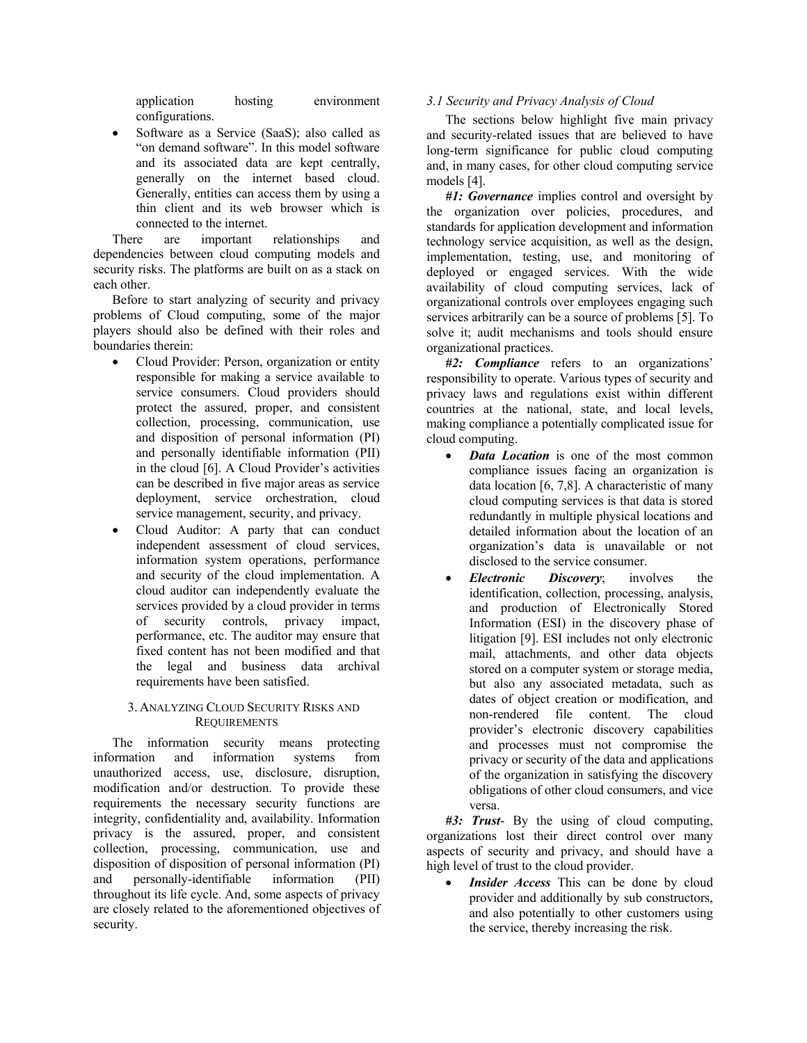application hosting environment configurations.

- Software as a Service (SaaS); also called as "on demand software". In this model software and its associated data are kept centrally, generally on the internet based cloud. Generally, entities can access them by using a thin client and its web browser which is connected to the internet.

There are important relationships and dependencies between cloud computing models and security risks. The platforms are built on as a stack on each other.

Before to start analyzing of security and privacy problems of Cloud computing, some of the major players should also be defined with their roles and boundaries therein:

- Cloud Provider: Person, organization or entity responsible for making a service available to service consumers. Cloud providers should protect the assured, proper, and consistent collection, processing, communication, use and disposition of personal information (PI) and personally identifiable information (PII) in the cloud [6]. A Cloud Provider's activities can be described in five major areas as service deployment, service orchestration, cloud service management, security, and privacy.
- Cloud Auditor: A party that can conduct independent assessment of cloud services, information system operations, performance and security of the cloud implementation. A cloud auditor can independently evaluate the services provided by a cloud provider in terms of security controls, privacy impact, performance, etc. The auditor may ensure that fixed content has not been modified and that the legal and business data archival requirements have been satisfied.

## 3. Analyzing Cloud Security Risks and Requirements

The information security means protecting information and information systems from unauthorized access, use, disclosure, disruption, modification and/or destruction. To provide these requirements the necessary security functions are integrity, confidentiality and, availability. Information privacy is the assured, proper, and consistent collection, processing, communication, use and disposition of disposition of personal information (PI) and personally-identifiable information (PII) throughout its life cycle. And, some aspects of privacy are closely related to the aforementioned objectives of security.

### *3.1 Security and Privacy Analysis of Cloud*

The sections below highlight five main privacy and security-related issues that are believed to have long-term significance for public cloud computing and, in many cases, for other cloud computing service models [4].

***#1: Governance*** implies control and oversight by the organization over policies, procedures, and standards for application development and information technology service acquisition, as well as the design, implementation, testing, use, and monitoring of deployed or engaged services. With the wide availability of cloud computing services, lack of organizational controls over employees engaging such services arbitrarily can be a source of problems [5]. To solve it; audit mechanisms and tools should ensure organizational practices.

***#2: Compliance*** refers to an organizations' responsibility to operate. Various types of security and privacy laws and regulations exist within different countries at the national, state, and local levels, making compliance a potentially complicated issue for cloud computing.

- ***Data Location*** is one of the most common compliance issues facing an organization is data location [6, 7,8]. A characteristic of many cloud computing services is that data is stored redundantly in multiple physical locations and detailed information about the location of an organization's data is unavailable or not disclosed to the service consumer.
- ***Electronic Discovery***; involves the identification, collection, processing, analysis, and production of Electronically Stored Information (ESI) in the discovery phase of litigation [9]. ESI includes not only electronic mail, attachments, and other data objects stored on a computer system or storage media, but also any associated metadata, such as dates of object creation or modification, and non-rendered file content. The cloud provider's electronic discovery capabilities and processes must not compromise the privacy or security of the data and applications of the organization in satisfying the discovery obligations of other cloud consumers, and vice versa.

***#3: Trust***- By the using of cloud computing, organizations lost their direct control over many aspects of security and privacy, and should have a high level of trust to the cloud provider.

- ***Insider Access*** This can be done by cloud provider and additionally by sub constructors, and also potentially to other customers using the service, thereby increasing the risk.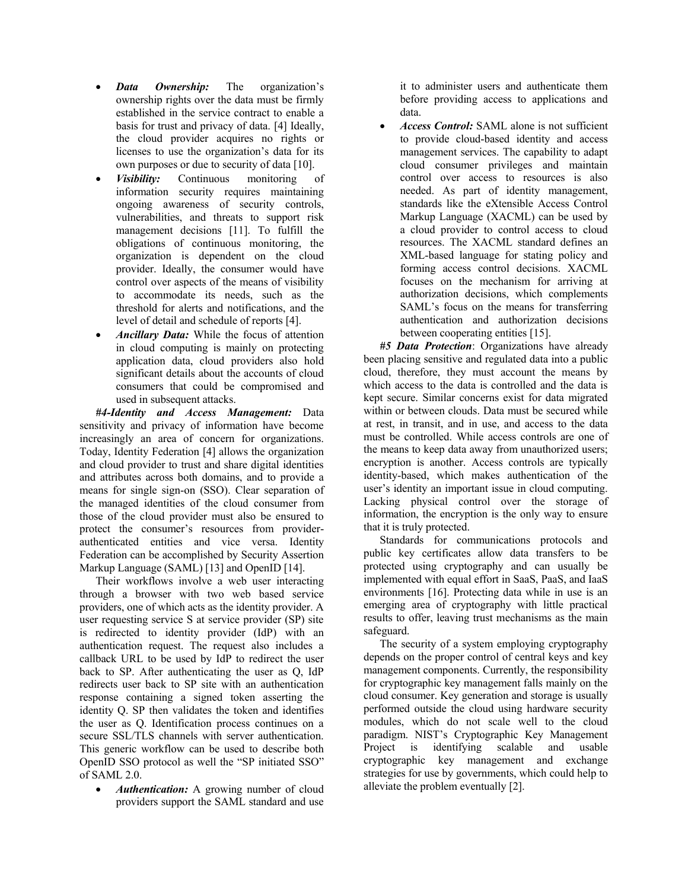- ***Data Ownership:*** The organization's ownership rights over the data must be firmly established in the service contract to enable a basis for trust and privacy of data. [4] Ideally, the cloud provider acquires no rights or licenses to use the organization's data for its own purposes or due to security of data [10].
- ***Visibility:*** Continuous monitoring of information security requires maintaining ongoing awareness of security controls, vulnerabilities, and threats to support risk management decisions [11]. To fulfill the obligations of continuous monitoring, the organization is dependent on the cloud provider. Ideally, the consumer would have control over aspects of the means of visibility to accommodate its needs, such as the threshold for alerts and notifications, and the level of detail and schedule of reports [4].
- ***Ancillary Data:*** While the focus of attention in cloud computing is mainly on protecting application data, cloud providers also hold significant details about the accounts of cloud consumers that could be compromised and used in subsequent attacks.

***#4-Identity and Access Management:*** Data sensitivity and privacy of information have become increasingly an area of concern for organizations. Today, Identity Federation [4] allows the organization and cloud provider to trust and share digital identities and attributes across both domains, and to provide a means for single sign-on (SSO). Clear separation of the managed identities of the cloud consumer from those of the cloud provider must also be ensured to protect the consumer's resources from provider-authenticated entities and vice versa. Identity Federation can be accomplished by Security Assertion Markup Language (SAML) [13] and OpenID [14].

Their workflows involve a web user interacting through a browser with two web based service providers, one of which acts as the identity provider. A user requesting service S at service provider (SP) site is redirected to identity provider (IdP) with an authentication request. The request also includes a callback URL to be used by IdP to redirect the user back to SP. After authenticating the user as Q, IdP redirects user back to SP site with an authentication response containing a signed token asserting the identity Q. SP then validates the token and identifies the user as Q. Identification process continues on a secure SSL/TLS channels with server authentication. This generic workflow can be used to describe both OpenID SSO protocol as well the "SP initiated SSO" of SAML 2.0.

- ***Authentication:*** A growing number of cloud providers support the SAML standard and use it to administer users and authenticate them before providing access to applications and data.
- ***Access Control:*** SAML alone is not sufficient to provide cloud-based identity and access management services. The capability to adapt cloud consumer privileges and maintain control over access to resources is also needed. As part of identity management, standards like the eXtensible Access Control Markup Language (XACML) can be used by a cloud provider to control access to cloud resources. The XACML standard defines an XML-based language for stating policy and forming access control decisions. XACML focuses on the mechanism for arriving at authorization decisions, which complements SAML's focus on the means for transferring authentication and authorization decisions between cooperating entities [15].

***#5 Data Protection***: Organizations have already been placing sensitive and regulated data into a public cloud, therefore, they must account the means by which access to the data is controlled and the data is kept secure. Similar concerns exist for data migrated within or between clouds. Data must be secured while at rest, in transit, and in use, and access to the data must be controlled. While access controls are one of the means to keep data away from unauthorized users; encryption is another. Access controls are typically identity-based, which makes authentication of the user's identity an important issue in cloud computing. Lacking physical control over the storage of information, the encryption is the only way to ensure that it is truly protected.

Standards for communications protocols and public key certificates allow data transfers to be protected using cryptography and can usually be implemented with equal effort in SaaS, PaaS, and IaaS environments [16]. Protecting data while in use is an emerging area of cryptography with little practical results to offer, leaving trust mechanisms as the main safeguard.

The security of a system employing cryptography depends on the proper control of central keys and key management components. Currently, the responsibility for cryptographic key management falls mainly on the cloud consumer. Key generation and storage is usually performed outside the cloud using hardware security modules, which do not scale well to the cloud paradigm. NIST's Cryptographic Key Management Project is identifying scalable and usable cryptographic key management and exchange strategies for use by governments, which could help to alleviate the problem eventually [2].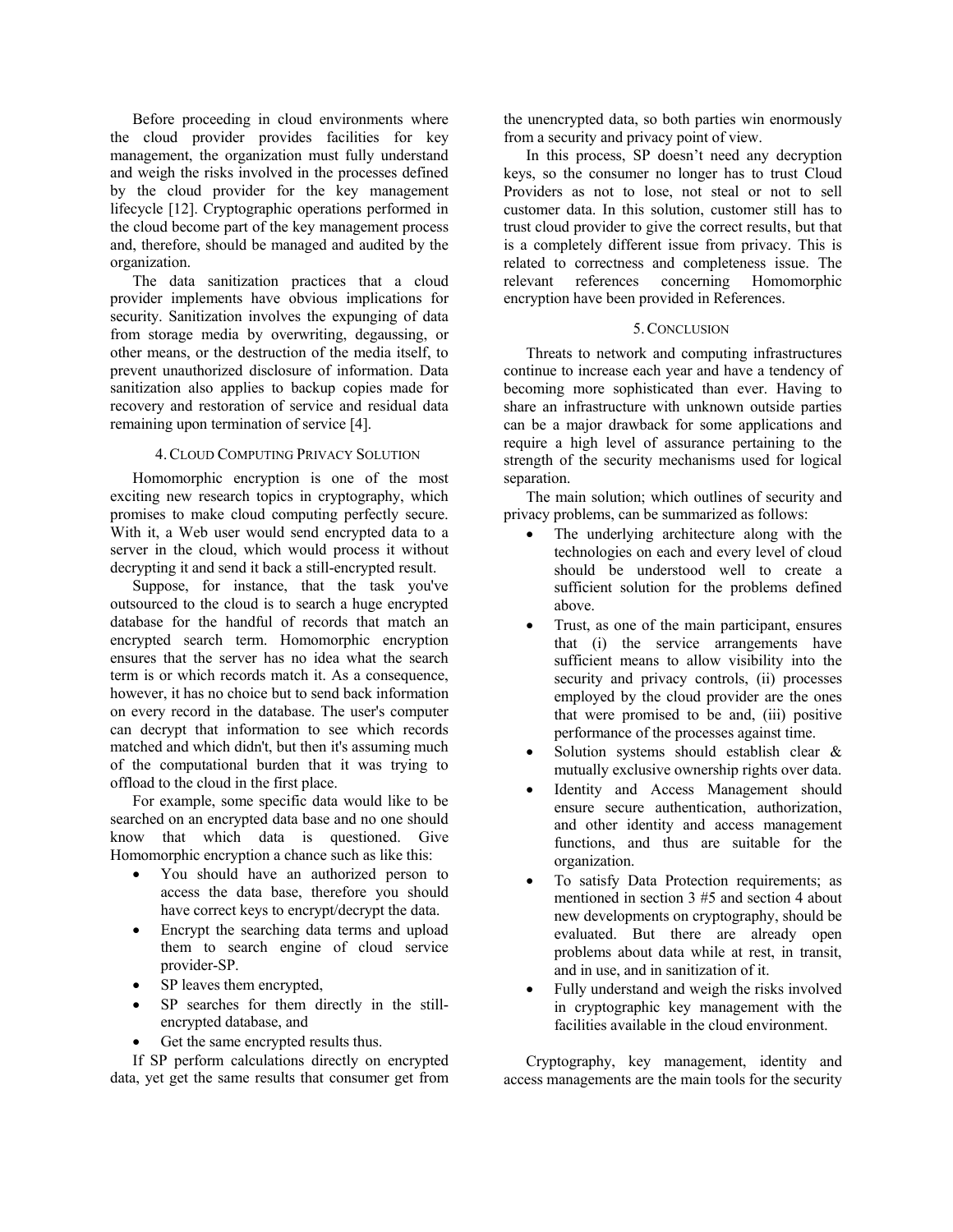Before proceeding in cloud environments where the cloud provider provides facilities for key management, the organization must fully understand and weigh the risks involved in the processes defined by the cloud provider for the key management lifecycle [12]. Cryptographic operations performed in the cloud become part of the key management process and, therefore, should be managed and audited by the organization.

The data sanitization practices that a cloud provider implements have obvious implications for security. Sanitization involves the expunging of data from storage media by overwriting, degaussing, or other means, or the destruction of the media itself, to prevent unauthorized disclosure of information. Data sanitization also applies to backup copies made for recovery and restoration of service and residual data remaining upon termination of service [4].

## 4. Cloud Computing Privacy Solution

Homomorphic encryption is one of the most exciting new research topics in cryptography, which promises to make cloud computing perfectly secure. With it, a Web user would send encrypted data to a server in the cloud, which would process it without decrypting it and send it back a still-encrypted result.

Suppose, for instance, that the task you've outsourced to the cloud is to search a huge encrypted database for the handful of records that match an encrypted search term. Homomorphic encryption ensures that the server has no idea what the search term is or which records match it. As a consequence, however, it has no choice but to send back information on every record in the database. The user's computer can decrypt that information to see which records matched and which didn't, but then it's assuming much of the computational burden that it was trying to offload to the cloud in the first place.

For example, some specific data would like to be searched on an encrypted data base and no one should know that which data is questioned. Give Homomorphic encryption a chance such as like this:

- You should have an authorized person to access the data base, therefore you should have correct keys to encrypt/decrypt the data.
- Encrypt the searching data terms and upload them to search engine of cloud service provider-SP.
- SP leaves them encrypted,
- SP searches for them directly in the still-encrypted database, and
- Get the same encrypted results thus.

If SP perform calculations directly on encrypted data, yet get the same results that consumer get from the unencrypted data, so both parties win enormously from a security and privacy point of view.

In this process, SP doesn't need any decryption keys, so the consumer no longer has to trust Cloud Providers as not to lose, not steal or not to sell customer data. In this solution, customer still has to trust cloud provider to give the correct results, but that is a completely different issue from privacy. This is related to correctness and completeness issue. The relevant references concerning Homomorphic encryption have been provided in References.

## 5. Conclusion

Threats to network and computing infrastructures continue to increase each year and have a tendency of becoming more sophisticated than ever. Having to share an infrastructure with unknown outside parties can be a major drawback for some applications and require a high level of assurance pertaining to the strength of the security mechanisms used for logical separation.

The main solution; which outlines of security and privacy problems, can be summarized as follows:

- The underlying architecture along with the technologies on each and every level of cloud should be understood well to create a sufficient solution for the problems defined above.
- Trust, as one of the main participant, ensures that (i) the service arrangements have sufficient means to allow visibility into the security and privacy controls, (ii) processes employed by the cloud provider are the ones that were promised to be and, (iii) positive performance of the processes against time.
- Solution systems should establish clear & mutually exclusive ownership rights over data.
- Identity and Access Management should ensure secure authentication, authorization, and other identity and access management functions, and thus are suitable for the organization.
- To satisfy Data Protection requirements; as mentioned in section 3 #5 and section 4 about new developments on cryptography, should be evaluated. But there are already open problems about data while at rest, in transit, and in use, and in sanitization of it.
- Fully understand and weigh the risks involved in cryptographic key management with the facilities available in the cloud environment.

Cryptography, key management, identity and access managements are the main tools for the security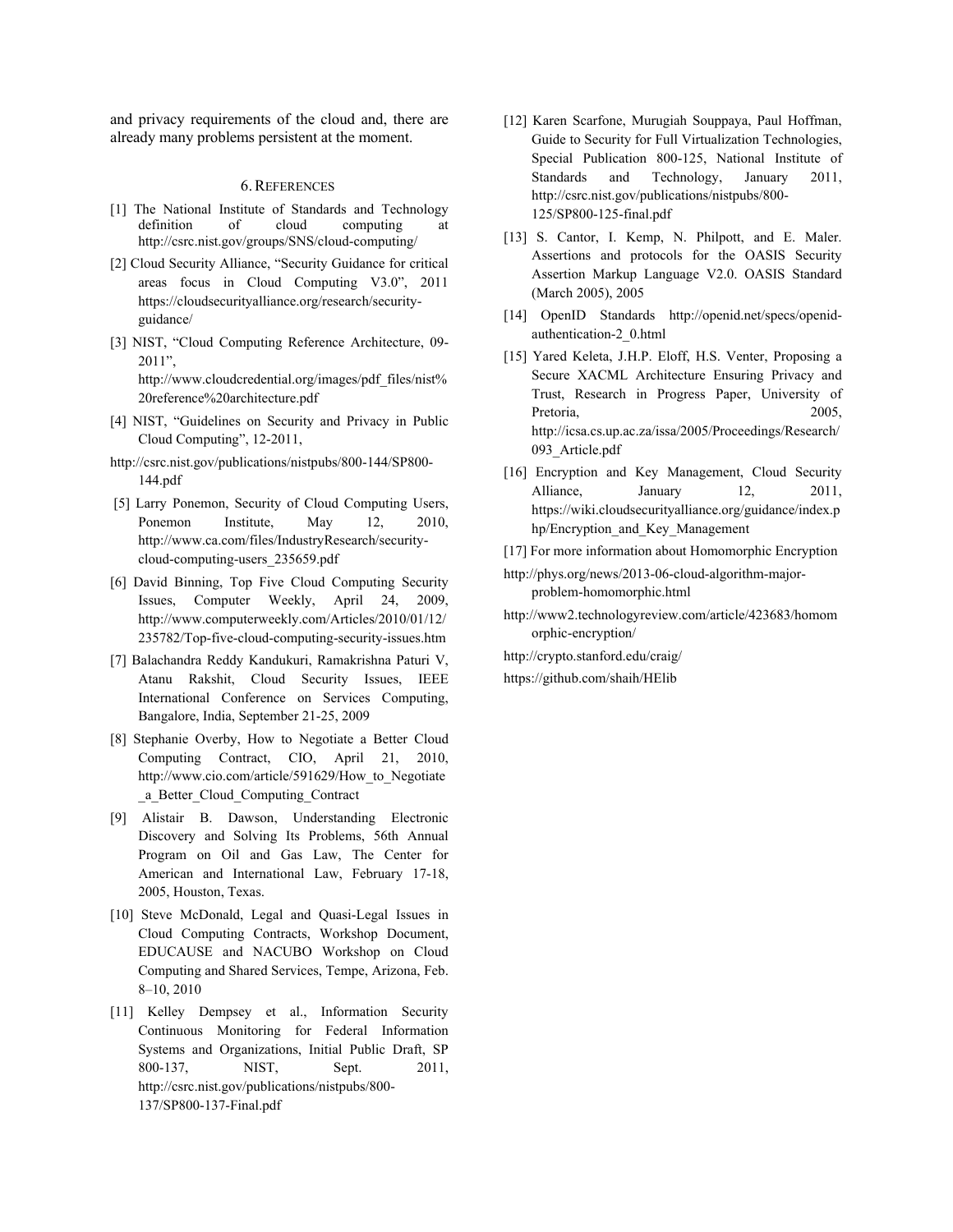and privacy requirements of the cloud and, there are already many problems persistent at the moment.

## 6. References

[1] The National Institute of Standards and Technology definition of cloud computing at http://csrc.nist.gov/groups/SNS/cloud-computing/

[2] Cloud Security Alliance, "Security Guidance for critical areas focus in Cloud Computing V3.0", 2011 https://cloudsecurityalliance.org/research/security-guidance/

[3] NIST, "Cloud Computing Reference Architecture, 09-2011", http://www.cloudcredential.org/images/pdf_files/nist%20reference%20architecture.pdf

[4] NIST, "Guidelines on Security and Privacy in Public Cloud Computing", 12-2011, http://csrc.nist.gov/publications/nistpubs/800-144/SP800-144.pdf

[5] Larry Ponemon, Security of Cloud Computing Users, Ponemon Institute, May 12, 2010, http://www.ca.com/files/IndustryResearch/security-cloud-computing-users_235659.pdf

[6] David Binning, Top Five Cloud Computing Security Issues, Computer Weekly, April 24, 2009, http://www.computerweekly.com/Articles/2010/01/12/235782/Top-five-cloud-computing-security-issues.htm

[7] Balachandra Reddy Kandukuri, Ramakrishna Paturi V, Atanu Rakshit, Cloud Security Issues, IEEE International Conference on Services Computing, Bangalore, India, September 21-25, 2009

[8] Stephanie Overby, How to Negotiate a Better Cloud Computing Contract, CIO, April 21, 2010, http://www.cio.com/article/591629/How_to_Negotiate_a_Better_Cloud_Computing_Contract

[9] Alistair B. Dawson, Understanding Electronic Discovery and Solving Its Problems, 56th Annual Program on Oil and Gas Law, The Center for American and International Law, February 17-18, 2005, Houston, Texas.

[10] Steve McDonald, Legal and Quasi-Legal Issues in Cloud Computing Contracts, Workshop Document, EDUCAUSE and NACUBO Workshop on Cloud Computing and Shared Services, Tempe, Arizona, Feb. 8–10, 2010

[11] Kelley Dempsey et al., Information Security Continuous Monitoring for Federal Information Systems and Organizations, Initial Public Draft, SP 800-137, NIST, Sept. 2011, http://csrc.nist.gov/publications/nistpubs/800-137/SP800-137-Final.pdf

[12] Karen Scarfone, Murugiah Souppaya, Paul Hoffman, Guide to Security for Full Virtualization Technologies, Special Publication 800-125, National Institute of Standards and Technology, January 2011, http://csrc.nist.gov/publications/nistpubs/800-125/SP800-125-final.pdf

[13] S. Cantor, I. Kemp, N. Philpott, and E. Maler. Assertions and protocols for the OASIS Security Assertion Markup Language V2.0. OASIS Standard (March 2005), 2005

[14] OpenID Standards http://openid.net/specs/openid-authentication-2_0.html

[15] Yared Keleta, J.H.P. Eloff, H.S. Venter, Proposing a Secure XACML Architecture Ensuring Privacy and Trust, Research in Progress Paper, University of Pretoria, 2005, http://icsa.cs.up.ac.za/issa/2005/Proceedings/Research/093_Article.pdf

[16] Encryption and Key Management, Cloud Security Alliance, January 12, 2011, https://wiki.cloudsecurityalliance.org/guidance/index.php/Encryption_and_Key_Management

[17] For more information about Homomorphic Encryption

http://phys.org/news/2013-06-cloud-algorithm-major-problem-homomorphic.html

http://www2.technologyreview.com/article/423683/homomorphic-encryption/

http://crypto.stanford.edu/craig/

https://github.com/shaih/HElib